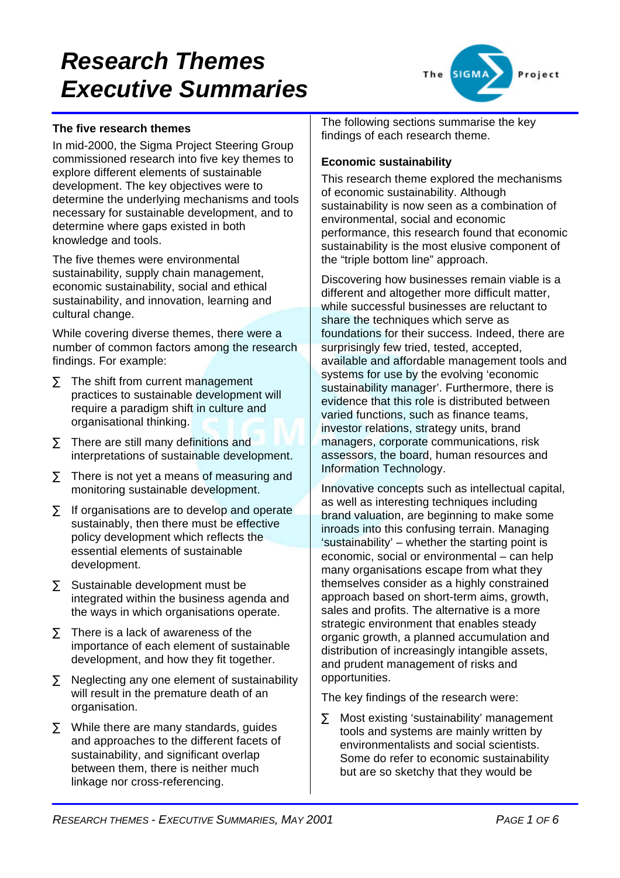# Research Themes Executive Summaries

## The five research themes

In mid-2000, the Sigma Project Steering Group commissioned research into five key themes to explore different elements of sustainable development. The key objectives were to determine the underlying mechanisms and tools necessary for sustainable development, and to determine where gaps existed in both knowledge and tools.

The five themes were environmental sustainability, supply chain management, economic sustainability, social and ethical sustainability, and innovation, learning and cultural change.

While covering diverse themes, there were a number of common factors among the research findings. For example:

- The shift from current management practices to sustainable development will require a paradigm shift in culture and organisational thinking.
- There are still many definitions and interpretations of sustainable development.
- There is not yet a means of measuring and monitoring sustainable development.
- If organisations are to develop and operate sustainably, then there must be effective policy development which reflects the essential elements of sustainable development.
- Sustainable development must be integrated within the business agenda and the ways in which organisations operate.
- There is a lack of awareness of the importance of each element of sustainable development, and how they fit together.
- Neglecting any one element of sustainability will result in the premature death of an organisation.
- While there are many standards, guides and approaches to the different facets of sustainability, and significant overlap between them, there is neither much linkage nor cross-referencing.

The following sections summarise the key findings of each research theme.

## Economic sustainability

This research theme explored the mechanisms of economic sustainability. Although sustainability is now seen as a combination of environmental, social and economic performance, this research found that economic sustainability is the most elusive component of the “triple bottom line” approach.

Discovering how businesses remain viable is a different and altogether more difficult matter, while successful businesses are reluctant to share the techniques which serve as foundations for their success. Indeed, there are surprisingly few tried, tested, accepted, available and affordable management tools and systems for use by the evolving ‘economic sustainability manager’. Furthermore, there is evidence that this role is distributed between varied functions, such as finance teams, investor relations, strategy units, brand managers, corporate communications, risk assessors, the board, human resources and Information Technology.

Innovative concepts such as intellectual capital, as well as interesting techniques including brand valuation, are beginning to make some inroads into this confusing terrain. Managing ‘sustainability’ – whether the starting point is economic, social or environmental – can help many organisations escape from what they themselves consider as a highly constrained approach based on short-term aims, growth, sales and profits. The alternative is a more strategic environment that enables steady organic growth, a planned accumulation and distribution of increasingly intangible assets, and prudent management of risks and opportunities.

The key findings of the research were:

- Most existing ‘sustainability’ management tools and systems are mainly written by environmentalists and social scientists. Some do refer to economic sustainability but are so sketchy that they would be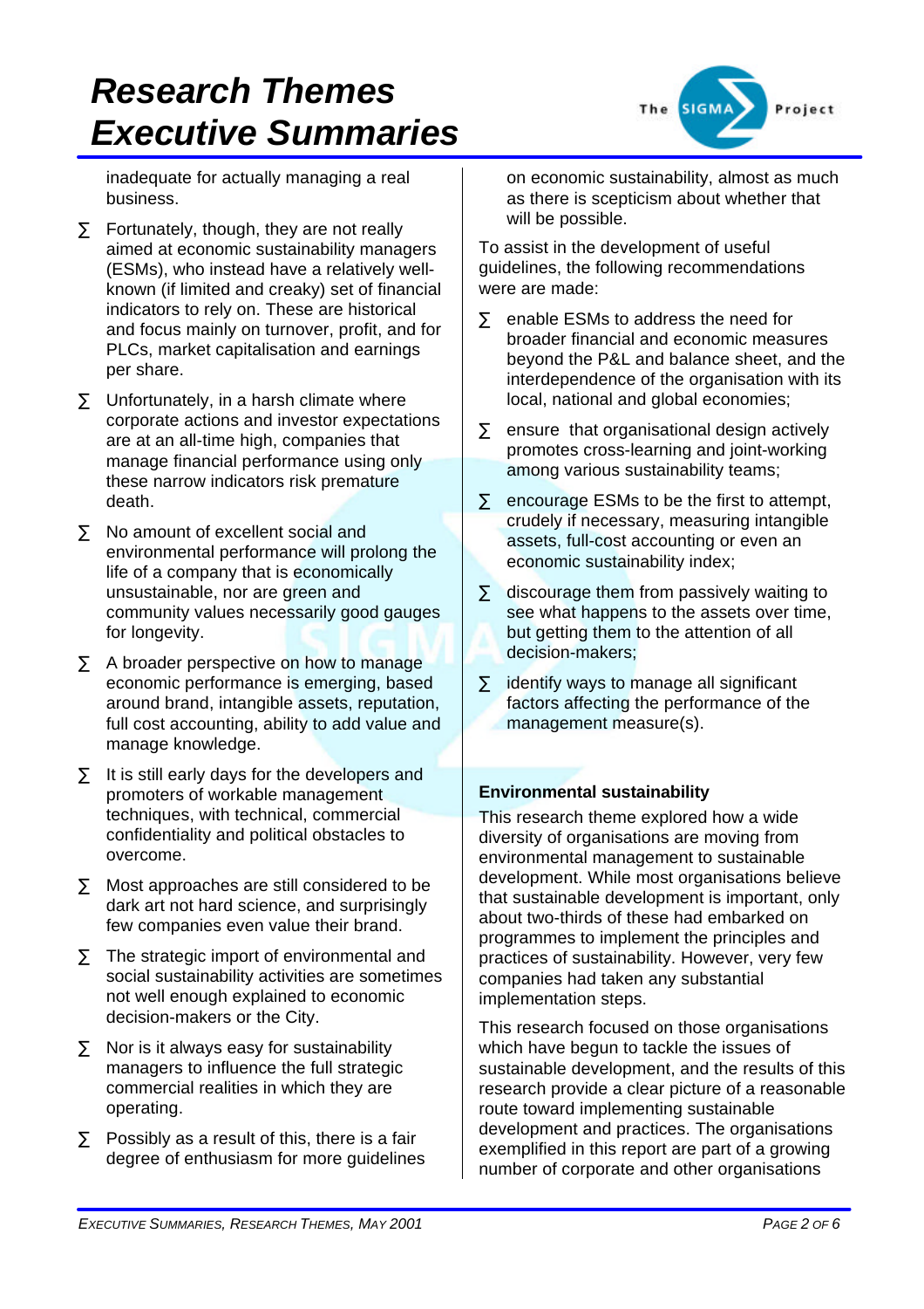inadequate for actually managing a real business.

- Fortunately, though, they are not really aimed at economic sustainability managers (ESMs), who instead have a relatively well-known (if limited and creaky) set of financial indicators to rely on. These are historical and focus mainly on turnover, profit, and for PLCs, market capitalisation and earnings per share.
- Unfortunately, in a harsh climate where corporate actions and investor expectations are at an all-time high, companies that manage financial performance using only these narrow indicators risk premature death.
- No amount of excellent social and environmental performance will prolong the life of a company that is economically unsustainable, nor are green and community values necessarily good gauges for longevity.
- A broader perspective on how to manage economic performance is emerging, based around brand, intangible assets, reputation, full cost accounting, ability to add value and manage knowledge.
- It is still early days for the developers and promoters of workable management techniques, with technical, commercial confidentiality and political obstacles to overcome.
- Most approaches are still considered to be dark art not hard science, and surprisingly few companies even value their brand.
- The strategic import of environmental and social sustainability activities are sometimes not well enough explained to economic decision-makers or the City.
- Nor is it always easy for sustainability managers to influence the full strategic commercial realities in which they are operating.
- Possibly as a result of this, there is a fair degree of enthusiasm for more guidelines on economic sustainability, almost as much as there is scepticism about whether that will be possible.

To assist in the development of useful guidelines, the following recommendations were are made:

- enable ESMs to address the need for broader financial and economic measures beyond the P&L and balance sheet, and the interdependence of the organisation with its local, national and global economies;
- ensure that organisational design actively promotes cross-learning and joint-working among various sustainability teams;
- encourage ESMs to be the first to attempt, crudely if necessary, measuring intangible assets, full-cost accounting or even an economic sustainability index;
- discourage them from passively waiting to see what happens to the assets over time, but getting them to the attention of all decision-makers;
- identify ways to manage all significant factors affecting the performance of the management measure(s).

**Environmental sustainability**

This research theme explored how a wide diversity of organisations are moving from environmental management to sustainable development. While most organisations believe that sustainable development is important, only about two-thirds of these had embarked on programmes to implement the principles and practices of sustainability. However, very few companies had taken any substantial implementation steps.

This research focused on those organisations which have begun to tackle the issues of sustainable development, and the results of this research provide a clear picture of a reasonable route toward implementing sustainable development and practices. The organisations exemplified in this report are part of a growing number of corporate and other organisations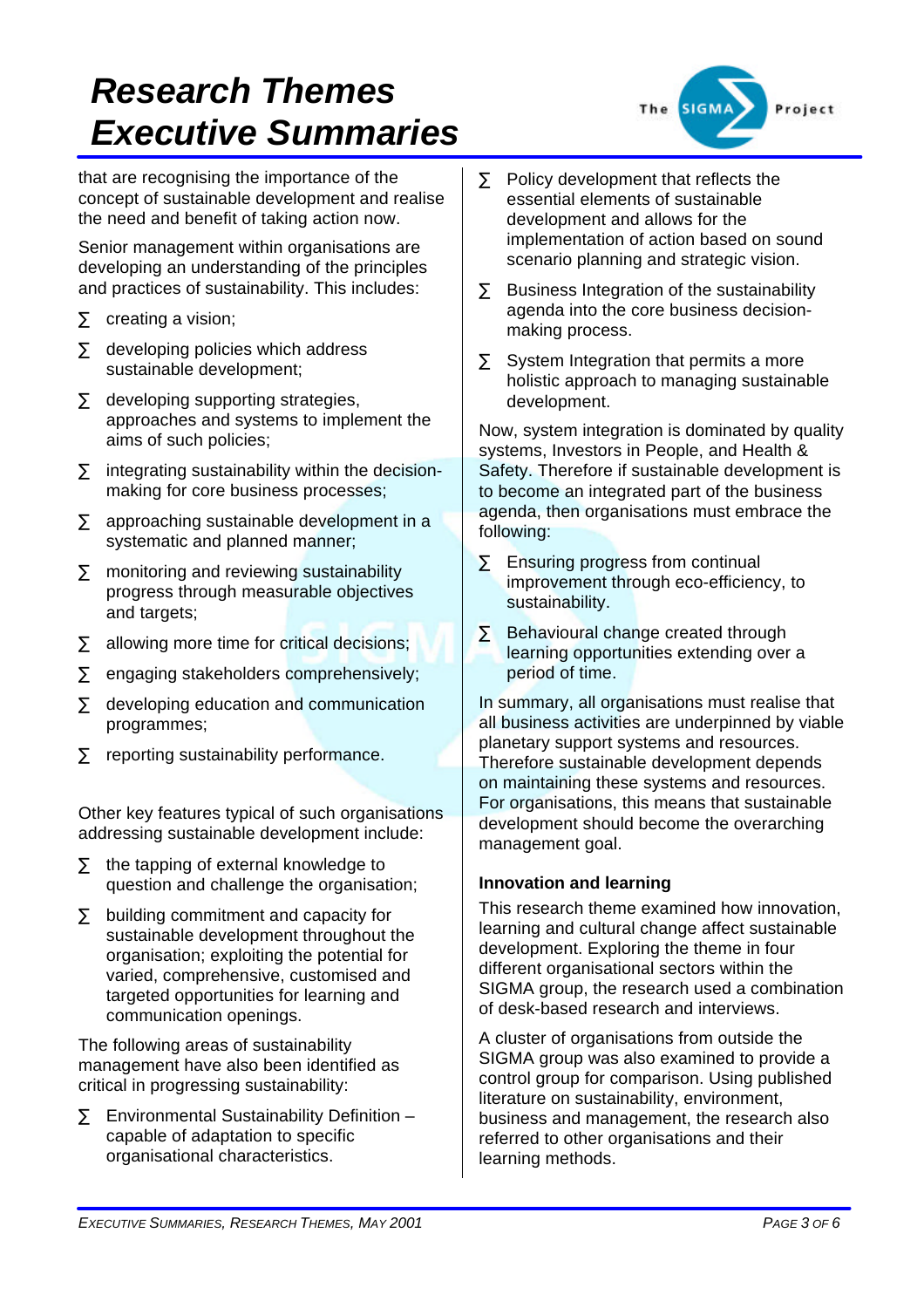that are recognising the importance of the concept of sustainable development and realise the need and benefit of taking action now.

Senior management within organisations are developing an understanding of the principles and practices of sustainability. This includes:

- creating a vision;
- developing policies which address sustainable development;
- developing supporting strategies, approaches and systems to implement the aims of such policies;
- integrating sustainability within the decision-making for core business processes;
- approaching sustainable development in a systematic and planned manner;
- monitoring and reviewing sustainability progress through measurable objectives and targets;
- allowing more time for critical decisions;
- engaging stakeholders comprehensively;
- developing education and communication programmes;
- reporting sustainability performance.

Other key features typical of such organisations addressing sustainable development include:

- the tapping of external knowledge to question and challenge the organisation;
- building commitment and capacity for sustainable development throughout the organisation; exploiting the potential for varied, comprehensive, customised and targeted opportunities for learning and communication openings.

The following areas of sustainability management have also been identified as critical in progressing sustainability:

- Environmental Sustainability Definition – capable of adaptation to specific organisational characteristics.
- Policy development that reflects the essential elements of sustainable development and allows for the implementation of action based on sound scenario planning and strategic vision.
- Business Integration of the sustainability agenda into the core business decision-making process.
- System Integration that permits a more holistic approach to managing sustainable development.

Now, system integration is dominated by quality systems, Investors in People, and Health & Safety. Therefore if sustainable development is to become an integrated part of the business agenda, then organisations must embrace the following:

- Ensuring progress from continual improvement through eco-efficiency, to sustainability.
- Behavioural change created through learning opportunities extending over a period of time.

In summary, all organisations must realise that all business activities are underpinned by viable planetary support systems and resources. Therefore sustainable development depends on maintaining these systems and resources. For organisations, this means that sustainable development should become the overarching management goal.

### Innovation and learning

This research theme examined how innovation, learning and cultural change affect sustainable development. Exploring the theme in four different organisational sectors within the SIGMA group, the research used a combination of desk-based research and interviews.

A cluster of organisations from outside the SIGMA group was also examined to provide a control group for comparison. Using published literature on sustainability, environment, business and management, the research also referred to other organisations and their learning methods.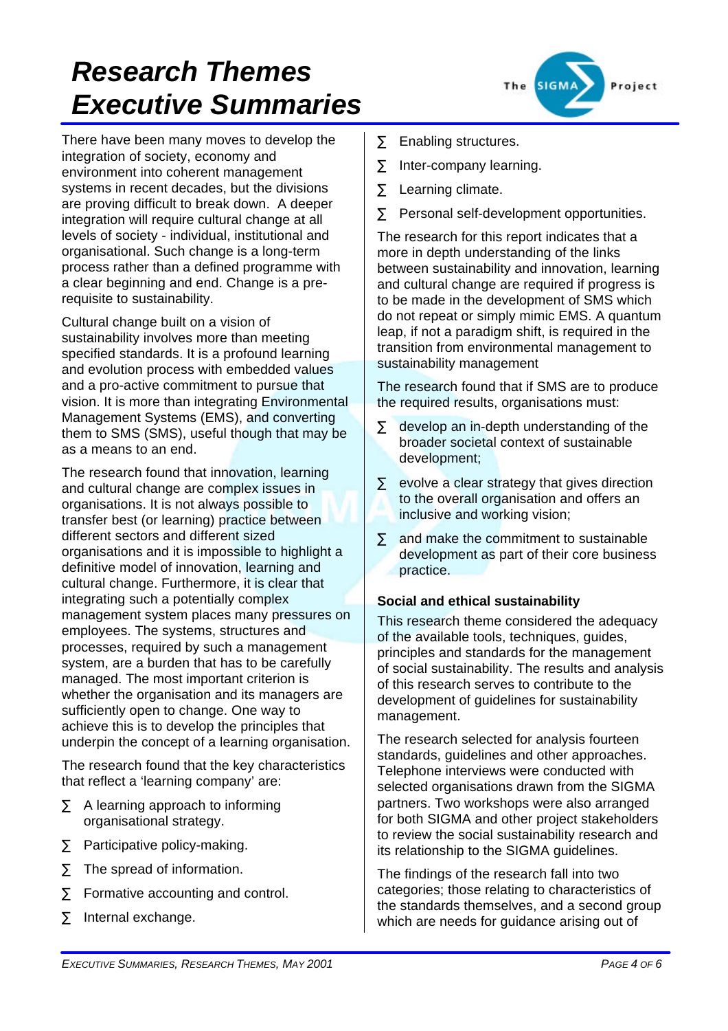# Research Themes Executive Summaries

There have been many moves to develop the integration of society, economy and environment into coherent management systems in recent decades, but the divisions are proving difficult to break down. A deeper integration will require cultural change at all levels of society - individual, institutional and organisational. Such change is a long-term process rather than a defined programme with a clear beginning and end. Change is a pre-requisite to sustainability.

Cultural change built on a vision of sustainability involves more than meeting specified standards. It is a profound learning and evolution process with embedded values and a pro-active commitment to pursue that vision. It is more than integrating Environmental Management Systems (EMS), and converting them to SMS (SMS), useful though that may be as a means to an end.

The research found that innovation, learning and cultural change are complex issues in organisations. It is not always possible to transfer best (or learning) practice between different sectors and different sized organisations and it is impossible to highlight a definitive model of innovation, learning and cultural change. Furthermore, it is clear that integrating such a potentially complex management system places many pressures on employees. The systems, structures and processes, required by such a management system, are a burden that has to be carefully managed. The most important criterion is whether the organisation and its managers are sufficiently open to change. One way to achieve this is to develop the principles that underpin the concept of a learning organisation.

The research found that the key characteristics that reflect a 'learning company' are:

- A learning approach to informing organisational strategy.
- Participative policy-making.
- The spread of information.
- Formative accounting and control.
- Internal exchange.
- Enabling structures.
- Inter-company learning.
- Learning climate.
- Personal self-development opportunities.

The research for this report indicates that a more in depth understanding of the links between sustainability and innovation, learning and cultural change are required if progress is to be made in the development of SMS which do not repeat or simply mimic EMS. A quantum leap, if not a paradigm shift, is required in the transition from environmental management to sustainability management

The research found that if SMS are to produce the required results, organisations must:

- develop an in-depth understanding of the broader societal context of sustainable development;
- evolve a clear strategy that gives direction to the overall organisation and offers an inclusive and working vision;
- and make the commitment to sustainable development as part of their core business practice.

**Social and ethical sustainability**

This research theme considered the adequacy of the available tools, techniques, guides, principles and standards for the management of social sustainability. The results and analysis of this research serves to contribute to the development of guidelines for sustainability management.

The research selected for analysis fourteen standards, guidelines and other approaches. Telephone interviews were conducted with selected organisations drawn from the SIGMA partners. Two workshops were also arranged for both SIGMA and other project stakeholders to review the social sustainability research and its relationship to the SIGMA guidelines.

The findings of the research fall into two categories; those relating to characteristics of the standards themselves, and a second group which are needs for guidance arising out of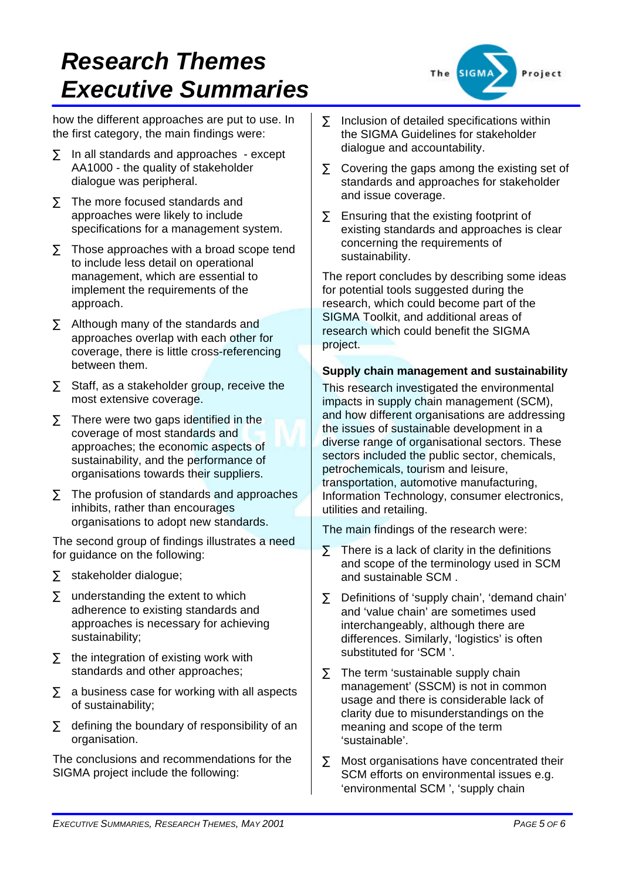how the different approaches are put to use. In the first category, the main findings were:

- In all standards and approaches - except AA1000 - the quality of stakeholder dialogue was peripheral.
- The more focused standards and approaches were likely to include specifications for a management system.
- Those approaches with a broad scope tend to include less detail on operational management, which are essential to implement the requirements of the approach.
- Although many of the standards and approaches overlap with each other for coverage, there is little cross-referencing between them.
- Staff, as a stakeholder group, receive the most extensive coverage.
- There were two gaps identified in the coverage of most standards and approaches; the economic aspects of sustainability, and the performance of organisations towards their suppliers.
- The profusion of standards and approaches inhibits, rather than encourages organisations to adopt new standards.

The second group of findings illustrates a need for guidance on the following:

- stakeholder dialogue;
- understanding the extent to which adherence to existing standards and approaches is necessary for achieving sustainability;
- the integration of existing work with standards and other approaches;
- a business case for working with all aspects of sustainability;
- defining the boundary of responsibility of an organisation.

The conclusions and recommendations for the SIGMA project include the following:

- Inclusion of detailed specifications within the SIGMA Guidelines for stakeholder dialogue and accountability.
- Covering the gaps among the existing set of standards and approaches for stakeholder and issue coverage.
- Ensuring that the existing footprint of existing standards and approaches is clear concerning the requirements of sustainability.

The report concludes by describing some ideas for potential tools suggested during the research, which could become part of the SIGMA Toolkit, and additional areas of research which could benefit the SIGMA project.

**Supply chain management and sustainability**

This research investigated the environmental impacts in supply chain management (SCM), and how different organisations are addressing the issues of sustainable development in a diverse range of organisational sectors. These sectors included the public sector, chemicals, petrochemicals, tourism and leisure, transportation, automotive manufacturing, Information Technology, consumer electronics, utilities and retailing.

The main findings of the research were:

- There is a lack of clarity in the definitions and scope of the terminology used in SCM and sustainable SCM .
- Definitions of 'supply chain', 'demand chain' and 'value chain' are sometimes used interchangeably, although there are differences. Similarly, 'logistics' is often substituted for 'SCM '.
- The term 'sustainable supply chain management' (SSCM) is not in common usage and there is considerable lack of clarity due to misunderstandings on the meaning and scope of the term 'sustainable'.
- Most organisations have concentrated their SCM efforts on environmental issues e.g. 'environmental SCM ', 'supply chain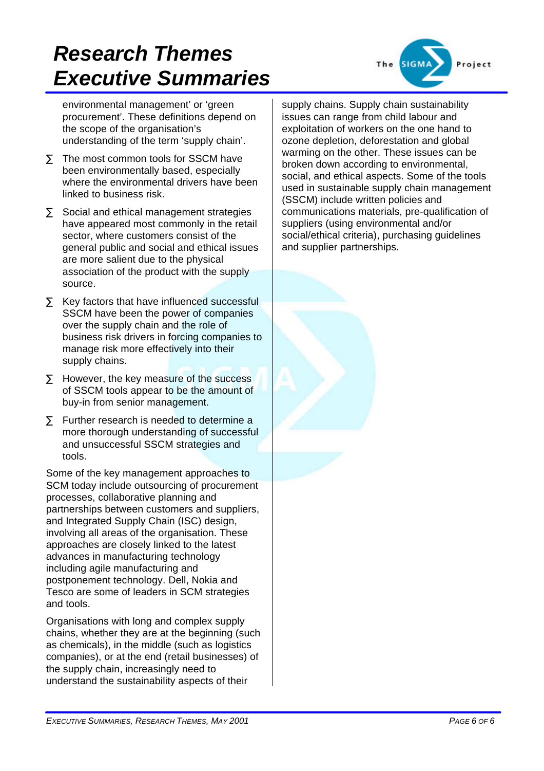environmental management' or 'green procurement'. These definitions depend on the scope of the organisation's understanding of the term 'supply chain'.

- The most common tools for SSCM have been environmentally based, especially where the environmental drivers have been linked to business risk.
- Social and ethical management strategies have appeared most commonly in the retail sector, where customers consist of the general public and social and ethical issues are more salient due to the physical association of the product with the supply source.
- Key factors that have influenced successful SSCM have been the power of companies over the supply chain and the role of business risk drivers in forcing companies to manage risk more effectively into their supply chains.
- However, the key measure of the success of SSCM tools appear to be the amount of buy-in from senior management.
- Further research is needed to determine a more thorough understanding of successful and unsuccessful SSCM strategies and tools.

Some of the key management approaches to SCM today include outsourcing of procurement processes, collaborative planning and partnerships between customers and suppliers, and Integrated Supply Chain (ISC) design, involving all areas of the organisation. These approaches are closely linked to the latest advances in manufacturing technology including agile manufacturing and postponement technology. Dell, Nokia and Tesco are some of leaders in SCM strategies and tools.

Organisations with long and complex supply chains, whether they are at the beginning (such as chemicals), in the middle (such as logistics companies), or at the end (retail businesses) of the supply chain, increasingly need to understand the sustainability aspects of their supply chains. Supply chain sustainability issues can range from child labour and exploitation of workers on the one hand to ozone depletion, deforestation and global warming on the other. These issues can be broken down according to environmental, social, and ethical aspects. Some of the tools used in sustainable supply chain management (SSCM) include written policies and communications materials, pre-qualification of suppliers (using environmental and/or social/ethical criteria), purchasing guidelines and supplier partnerships.